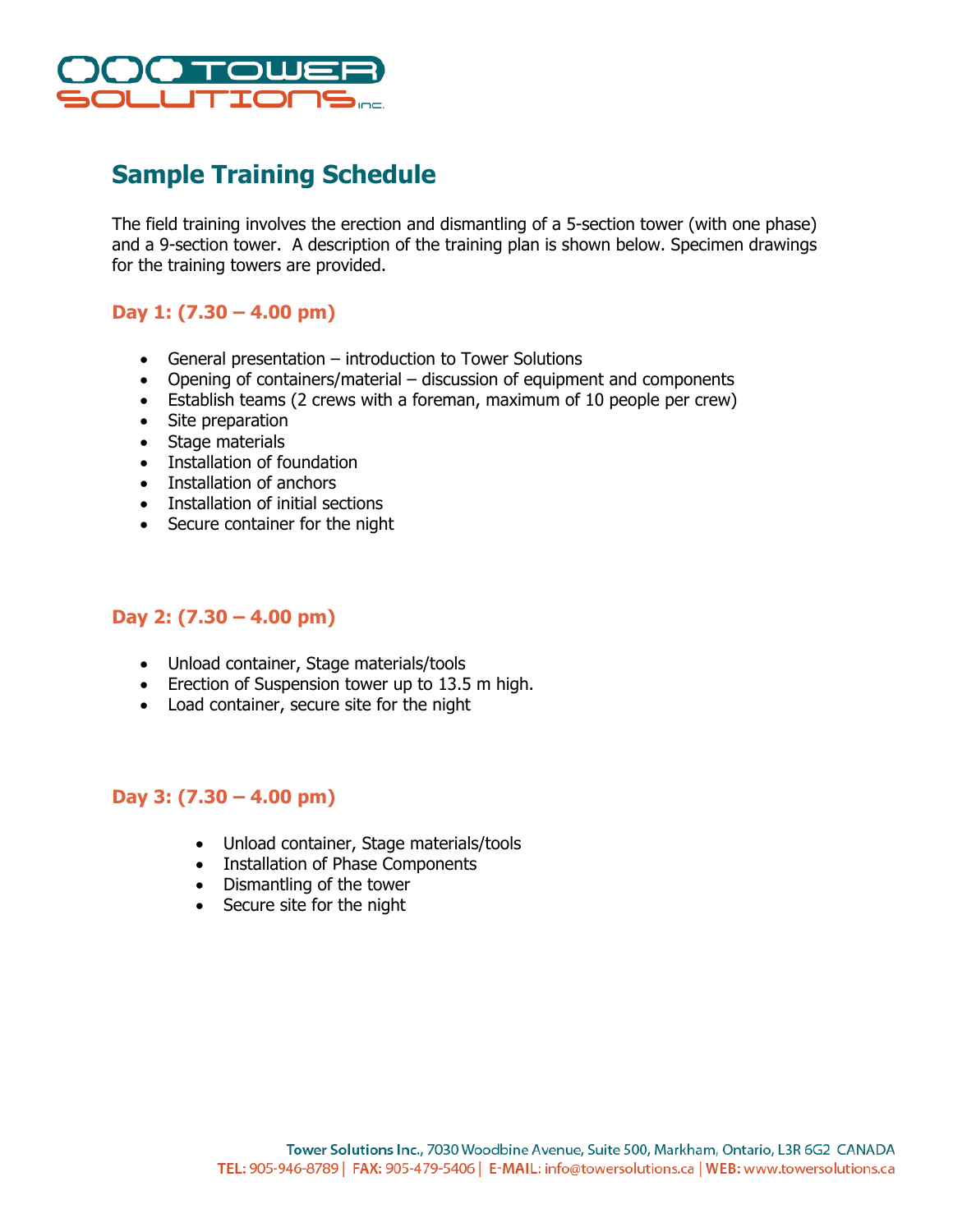# Sample Training Schedule

The field training involves the erection and dismantling of a 5-section tower (with one phase) and a 9-section tower. A description of the training plan is shown below. Specimen drawings for the training towers are provided.

## Day 1: (7.30 – 4.00 pm)

- General presentation – introduction to Tower Solutions
- Opening of containers/material – discussion of equipment and components
- Establish teams (2 crews with a foreman, maximum of 10 people per crew)
- Site preparation
- Stage materials
- Installation of foundation
- Installation of anchors
- Installation of initial sections
- Secure container for the night

## Day 2: (7.30 – 4.00 pm)

- Unload container, Stage materials/tools
- Erection of Suspension tower up to 13.5 m high.
- Load container, secure site for the night

## Day 3: (7.30 – 4.00 pm)

- Unload container, Stage materials/tools
- Installation of Phase Components
- Dismantling of the tower
- Secure site for the night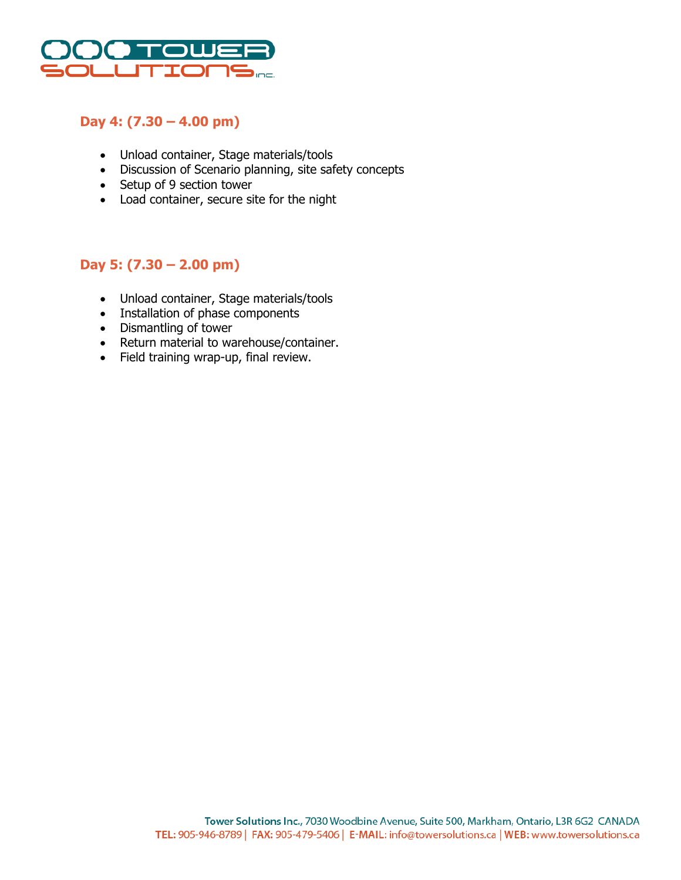## Day 4: (7.30 – 4.00 pm)

- Unload container, Stage materials/tools
- Discussion of Scenario planning, site safety concepts
- Setup of 9 section tower
- Load container, secure site for the night

## Day 5: (7.30 – 2.00 pm)

- Unload container, Stage materials/tools
- Installation of phase components
- Dismantling of tower
- Return material to warehouse/container.
- Field training wrap-up, final review.